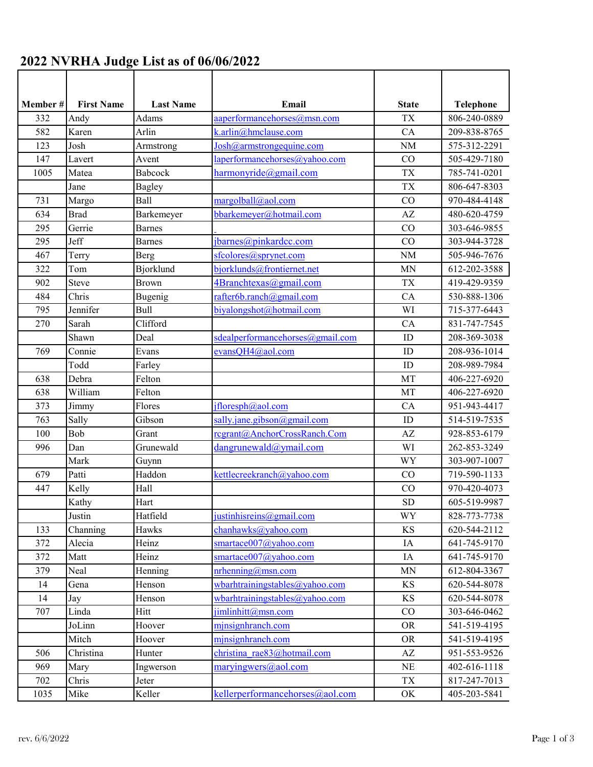# 2022 NVRHA Judge List as of 06/06/2022

| Member # | First Name | Last Name | Email | State | Telephone |
|---|---|---|---|---|---|
| 332 | Andy | Adams | aaperformancehorses@msn.com | TX | 806-240-0889 |
| 582 | Karen | Arlin | k.arlin@hmclause.com | CA | 209-838-8765 |
| 123 | Josh | Armstrong | Josh@armstrongequine.com | NM | 575-312-2291 |
| 147 | Lavert | Avent | laperformancehorses@yahoo.com | CO | 505-429-7180 |
| 1005 | Matea | Babcock | harmonyride@gmail.com | TX | 785-741-0201 |
| | Jane | Bagley | | TX | 806-647-8303 |
| 731 | Margo | Ball | margolball@aol.com | CO | 970-484-4148 |
| 634 | Brad | Barkemeyer | bbarkemeyer@hotmail.com | AZ | 480-620-4759 |
| 295 | Gerrie | Barnes | | CO | 303-646-9855 |
| 295 | Jeff | Barnes | jbarnes@pinkardcc.com | CO | 303-944-3728 |
| 467 | Terry | Berg | sfcolores@sprynet.com | NM | 505-946-7676 |
| 322 | Tom | Bjorklund | bjorklunds@frontiernet.net | MN | 612-202-3588 |
| 902 | Steve | Brown | 4Branchtexas@gmail.com | TX | 419-429-9359 |
| 484 | Chris | Bugenig | rafter6b.ranch@gmail.com | CA | 530-888-1306 |
| 795 | Jennifer | Bull | biyalongshot@hotmail.com | WI | 715-377-6443 |
| 270 | Sarah | Clifford | | CA | 831-747-7545 |
| | Shawn | Deal | sdealperformancehorses@gmail.com | ID | 208-369-3038 |
| 769 | Connie | Evans | evansQH4@aol.com | ID | 208-936-1014 |
| | Todd | Farley | | ID | 208-989-7984 |
| 638 | Debra | Felton | | MT | 406-227-6920 |
| 638 | William | Felton | | MT | 406-227-6920 |
| 373 | Jimmy | Flores | jfloresph@aol.com | CA | 951-943-4417 |
| 763 | Sally | Gibson | sally.jane.gibson@gmail.com | ID | 514-519-7535 |
| 100 | Bob | Grant | rcgrant@AnchorCrossRanch.Com | AZ | 928-853-6179 |
| 996 | Dan | Grunewald | dangrunewald@ymail.com | WI | 262-853-3249 |
| | Mark | Guynn | | WY | 303-907-1007 |
| 679 | Patti | Haddon | kettlecreekranch@yahoo.com | CO | 719-590-1133 |
| 447 | Kelly | Hall | | CO | 970-420-4073 |
| | Kathy | Hart | | SD | 605-519-9987 |
| | Justin | Hatfield | justinhisreins@gmail.com | WY | 828-773-7738 |
| 133 | Channing | Hawks | chanhawks@yahoo.com | KS | 620-544-2112 |
| 372 | Alecia | Heinz | smartace007@yahoo.com | IA | 641-745-9170 |
| 372 | Matt | Heinz | smartace007@yahoo.com | IA | 641-745-9170 |
| 379 | Neal | Henning | nrhenning@msn.com | MN | 612-804-3367 |
| 14 | Gena | Henson | wbarhtrainingstables@yahoo.com | KS | 620-544-8078 |
| 14 | Jay | Henson | wbarhtrainingstables@yahoo.com | KS | 620-544-8078 |
| 707 | Linda | Hitt | jimlinhitt@msn.com | CO | 303-646-0462 |
| | JoLinn | Hoover | mjnsignhranch.com | OR | 541-519-4195 |
| | Mitch | Hoover | mjnsignhranch.com | OR | 541-519-4195 |
| 506 | Christina | Hunter | christina_rae83@hotmail.com | AZ | 951-553-9526 |
| 969 | Mary | Ingwerson | maryingwers@aol.com | NE | 402-616-1118 |
| 702 | Chris | Jeter | | TX | 817-247-7013 |
| 1035 | Mike | Keller | kellerperformancehorses@aol.com | OK | 405-203-5841 |

rev. 6/6/2022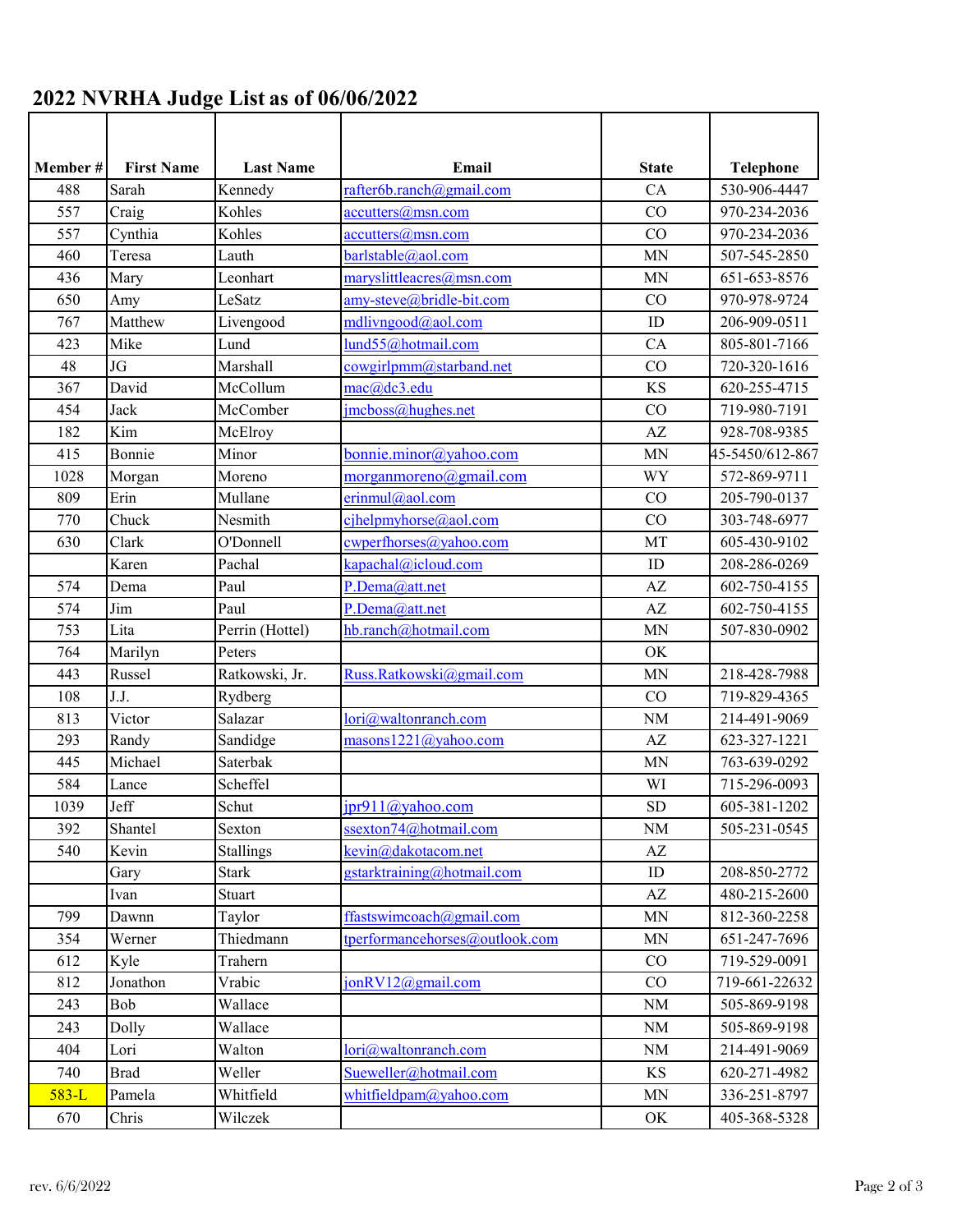## 2022 NVRHA Judge List as of 06/06/2022

| Member # | First Name | Last Name | Email | State | Telephone |
|---|---|---|---|---|---|
| 488 | Sarah | Kennedy | rafter6b.ranch@gmail.com | CA | 530-906-4447 |
| 557 | Craig | Kohles | accutters@msn.com | CO | 970-234-2036 |
| 557 | Cynthia | Kohles | accutters@msn.com | CO | 970-234-2036 |
| 460 | Teresa | Lauth | barlstable@aol.com | MN | 507-545-2850 |
| 436 | Mary | Leonhart | maryslittleacres@msn.com | MN | 651-653-8576 |
| 650 | Amy | LeSatz | amy-steve@bridle-bit.com | CO | 970-978-9724 |
| 767 | Matthew | Livengood | mdlivngood@aol.com | ID | 206-909-0511 |
| 423 | Mike | Lund | lund55@hotmail.com | CA | 805-801-7166 |
| 48 | JG | Marshall | cowgirlpmm@starband.net | CO | 720-320-1616 |
| 367 | David | McCollum | mac@dc3.edu | KS | 620-255-4715 |
| 454 | Jack | McComber | jmcboss@hughes.net | CO | 719-980-7191 |
| 182 | Kim | McElroy | | AZ | 928-708-9385 |
| 415 | Bonnie | Minor | bonnie.minor@yahoo.com | MN | 45-5450/612-867 |
| 1028 | Morgan | Moreno | morganmoreno@gmail.com | WY | 572-869-9711 |
| 809 | Erin | Mullane | erinmul@aol.com | CO | 205-790-0137 |
| 770 | Chuck | Nesmith | cjhelpmyhorse@aol.com | CO | 303-748-6977 |
| 630 | Clark | O'Donnell | cwperfhorses@yahoo.com | MT | 605-430-9102 |
| | Karen | Pachal | kapachal@icloud.com | ID | 208-286-0269 |
| 574 | Dema | Paul | P.Dema@att.net | AZ | 602-750-4155 |
| 574 | Jim | Paul | P.Dema@att.net | AZ | 602-750-4155 |
| 753 | Lita | Perrin (Hottel) | hb.ranch@hotmail.com | MN | 507-830-0902 |
| 764 | Marilyn | Peters | | OK | |
| 443 | Russel | Ratkowski, Jr. | Russ.Ratkowski@gmail.com | MN | 218-428-7988 |
| 108 | J.J. | Rydberg | | CO | 719-829-4365 |
| 813 | Victor | Salazar | lori@waltonranch.com | NM | 214-491-9069 |
| 293 | Randy | Sandidge | masons1221@yahoo.com | AZ | 623-327-1221 |
| 445 | Michael | Saterbak | | MN | 763-639-0292 |
| 584 | Lance | Scheffel | | WI | 715-296-0093 |
| 1039 | Jeff | Schut | jpr911@yahoo.com | SD | 605-381-1202 |
| 392 | Shantel | Sexton | ssexton74@hotmail.com | NM | 505-231-0545 |
| 540 | Kevin | Stallings | kevin@dakotacom.net | AZ | |
| | Gary | Stark | gstarktraining@hotmail.com | ID | 208-850-2772 |
| | Ivan | Stuart | | AZ | 480-215-2600 |
| 799 | Dawnn | Taylor | ffastswimcoach@gmail.com | MN | 812-360-2258 |
| 354 | Werner | Thiedmann | tperformancehorses@outlook.com | MN | 651-247-7696 |
| 612 | Kyle | Trahern | | CO | 719-529-0091 |
| 812 | Jonathon | Vrabic | jonRV12@gmail.com | CO | 719-661-22632 |
| 243 | Bob | Wallace | | NM | 505-869-9198 |
| 243 | Dolly | Wallace | | NM | 505-869-9198 |
| 404 | Lori | Walton | lori@waltonranch.com | NM | 214-491-9069 |
| 740 | Brad | Weller | Sueweller@hotmail.com | KS | 620-271-4982 |
| 583-L | Pamela | Whitfield | whitfieldpam@yahoo.com | MN | 336-251-8797 |
| 670 | Chris | Wilczek | | OK | 405-368-5328 |

rev. 6/6/2022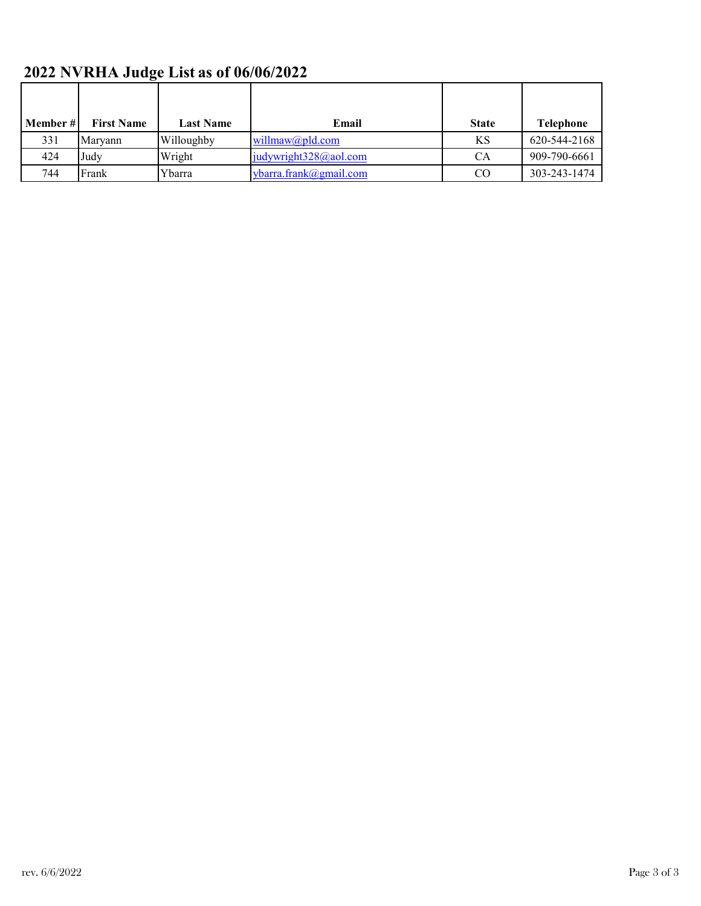## 2022 NVRHA Judge List as of 06/06/2022

| Member # | First Name | Last Name | Email | State | Telephone |
|---|---|---|---|---|---|
| 331 | Maryann | Willoughby | willmaw@pld.com | KS | 620-544-2168 |
| 424 | Judy | Wright | judywright328@aol.com | CA | 909-790-6661 |
| 744 | Frank | Ybarra | ybarra.frank@gmail.com | CO | 303-243-1474 |

rev. 6/6/2022